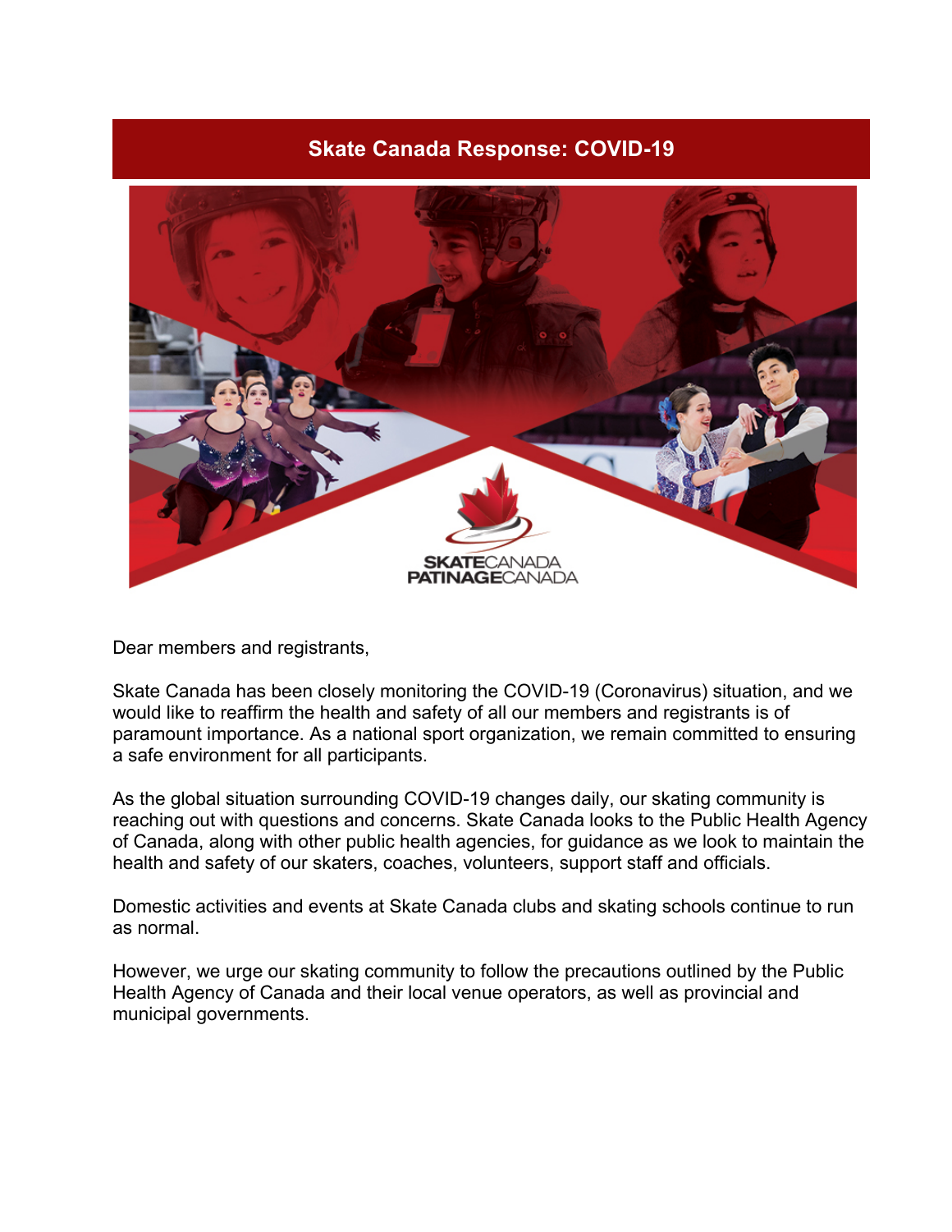# Skate Canada Response: COVID-19

Dear members and registrants,

Skate Canada has been closely monitoring the COVID-19 (Coronavirus) situation, and we would like to reaffirm the health and safety of all our members and registrants is of paramount importance. As a national sport organization, we remain committed to ensuring a safe environment for all participants.

As the global situation surrounding COVID-19 changes daily, our skating community is reaching out with questions and concerns. Skate Canada looks to the Public Health Agency of Canada, along with other public health agencies, for guidance as we look to maintain the health and safety of our skaters, coaches, volunteers, support staff and officials.

Domestic activities and events at Skate Canada clubs and skating schools continue to run as normal.

However, we urge our skating community to follow the precautions outlined by the Public Health Agency of Canada and their local venue operators, as well as provincial and municipal governments.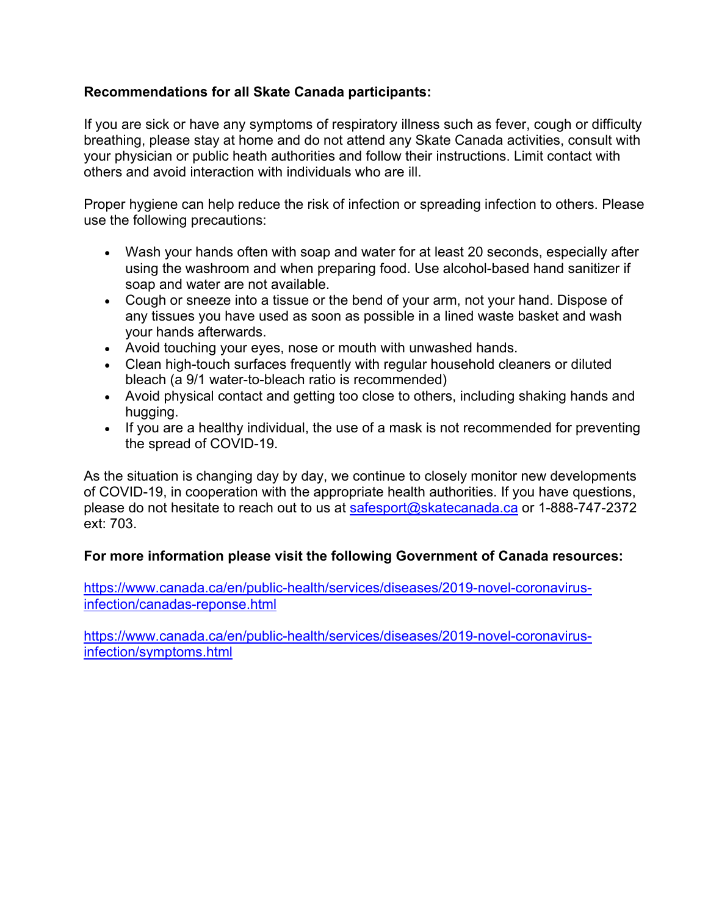**Recommendations for all Skate Canada participants:**

If you are sick or have any symptoms of respiratory illness such as fever, cough or difficulty breathing, please stay at home and do not attend any Skate Canada activities, consult with your physician or public heath authorities and follow their instructions. Limit contact with others and avoid interaction with individuals who are ill.

Proper hygiene can help reduce the risk of infection or spreading infection to others. Please use the following precautions:

- Wash your hands often with soap and water for at least 20 seconds, especially after using the washroom and when preparing food. Use alcohol-based hand sanitizer if soap and water are not available.
- Cough or sneeze into a tissue or the bend of your arm, not your hand. Dispose of any tissues you have used as soon as possible in a lined waste basket and wash your hands afterwards.
- Avoid touching your eyes, nose or mouth with unwashed hands.
- Clean high-touch surfaces frequently with regular household cleaners or diluted bleach (a 9/1 water-to-bleach ratio is recommended)
- Avoid physical contact and getting too close to others, including shaking hands and hugging.
- If you are a healthy individual, the use of a mask is not recommended for preventing the spread of COVID-19.

As the situation is changing day by day, we continue to closely monitor new developments of COVID-19, in cooperation with the appropriate health authorities. If you have questions, please do not hesitate to reach out to us at safesport@skatecanada.ca or 1-888-747-2372 ext: 703.

**For more information please visit the following Government of Canada resources:**

https://www.canada.ca/en/public-health/services/diseases/2019-novel-coronavirus-infection/canadas-reponse.html

https://www.canada.ca/en/public-health/services/diseases/2019-novel-coronavirus-infection/symptoms.html